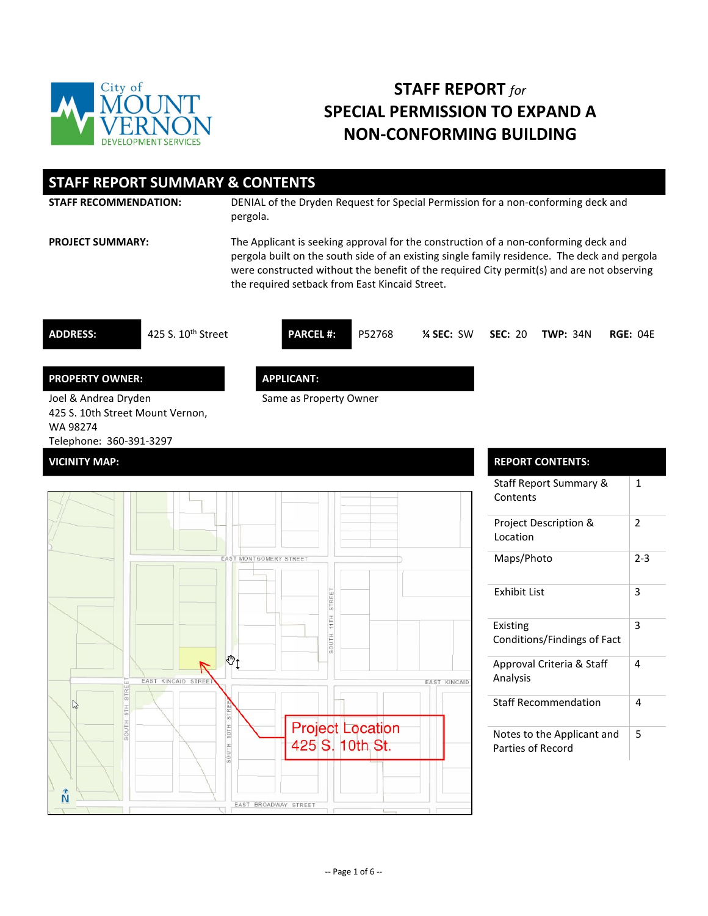City of MOUNT VERNON DEVELOPMENT SERVICES

# STAFF REPORT *for* SPECIAL PERMISSION TO EXPAND A NON-CONFORMING BUILDING

## STAFF REPORT SUMMARY & CONTENTS

**STAFF RECOMMENDATION:** DENIAL of the Dryden Request for Special Permission for a non-conforming deck and pergola.

**PROJECT SUMMARY:** The Applicant is seeking approval for the construction of a non-conforming deck and pergola built on the south side of an existing single family residence. The deck and pergola were constructed without the benefit of the required City permit(s) and are not observing the required setback from East Kincaid Street.

| **ADDRESS:** | 425 S. 10th Street | **PARCEL #:** | P52768 | **¼ SEC:** SW | **SEC:** 20 | **TWP:** 34N | **RGE:** 04E |
|---|---|---|---|---|---|---|---|

**PROPERTY OWNER:**

Joel & Andrea Dryden
425 S. 10th Street Mount Vernon, WA 98274
Telephone: 360-391-3297

**APPLICANT:**

Same as Property Owner

**VICINITY MAP:**

EAST MONTGOMERY STREET
SOUTH 11TH STREET
EAST KINCAID STREET
EAST KINCAID
SOUTH 9TH STREET
SOUTH 10TH STREET
EAST BROADWAY STREET
N

Project Location
425 S. 10th St.

**REPORT CONTENTS:**

| Section | Page |
|---|---|
| Staff Report Summary & Contents | 1 |
| Project Description & Location | 2 |
| Maps/Photo | 2-3 |
| Exhibit List | 3 |
| Existing Conditions/Findings of Fact | 3 |
| Approval Criteria & Staff Analysis | 4 |
| Staff Recommendation | 4 |
| Notes to the Applicant and Parties of Record | 5 |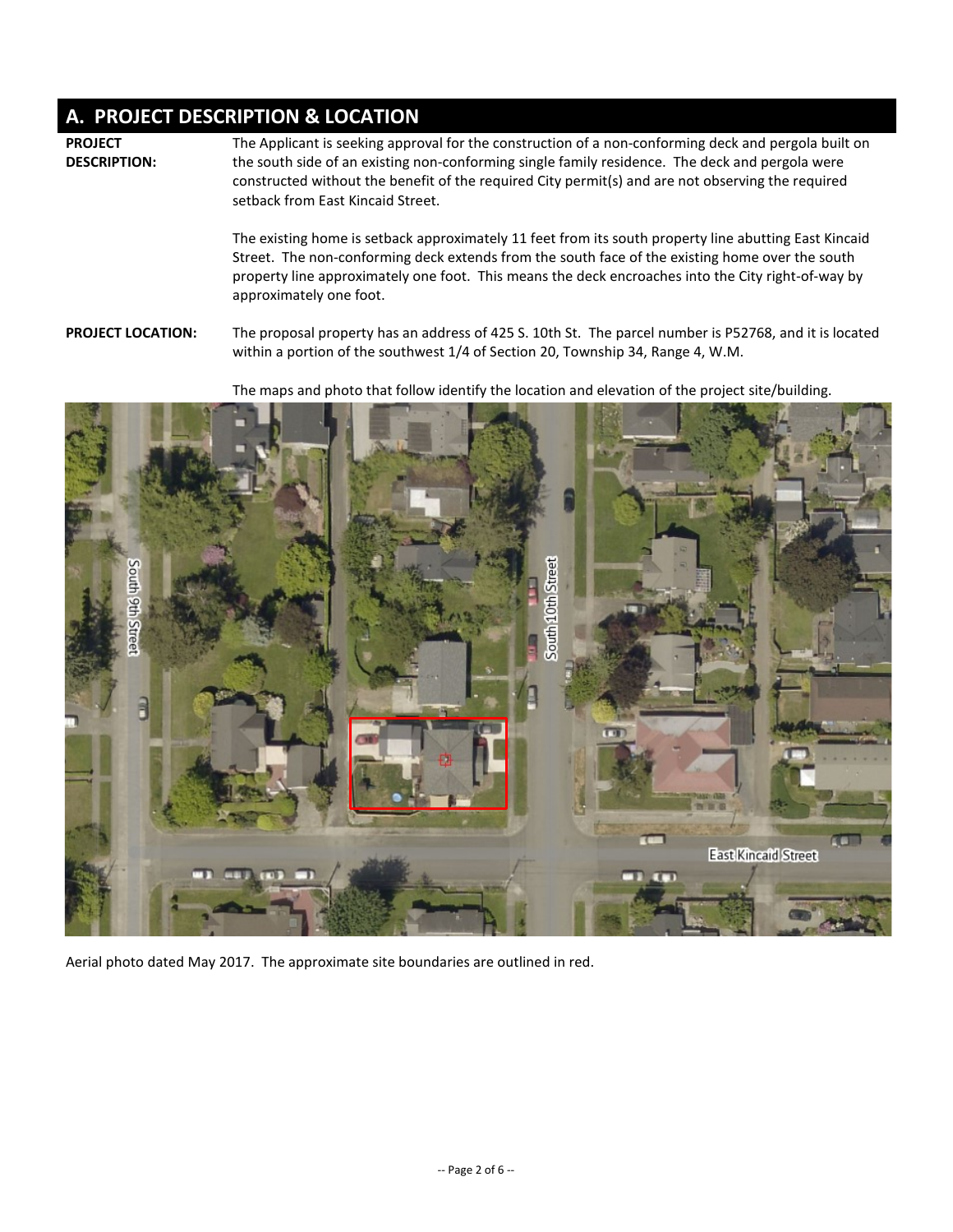## A. PROJECT DESCRIPTION & LOCATION

**PROJECT DESCRIPTION:** The Applicant is seeking approval for the construction of a non-conforming deck and pergola built on the south side of an existing non-conforming single family residence. The deck and pergola were constructed without the benefit of the required City permit(s) and are not observing the required setback from East Kincaid Street.

The existing home is setback approximately 11 feet from its south property line abutting East Kincaid Street. The non-conforming deck extends from the south face of the existing home over the south property line approximately one foot. This means the deck encroaches into the City right-of-way by approximately one foot.

**PROJECT LOCATION:** The proposal property has an address of 425 S. 10th St. The parcel number is P52768, and it is located within a portion of the southwest 1/4 of Section 20, Township 34, Range 4, W.M.

The maps and photo that follow identify the location and elevation of the project site/building.

Aerial photo dated May 2017. The approximate site boundaries are outlined in red.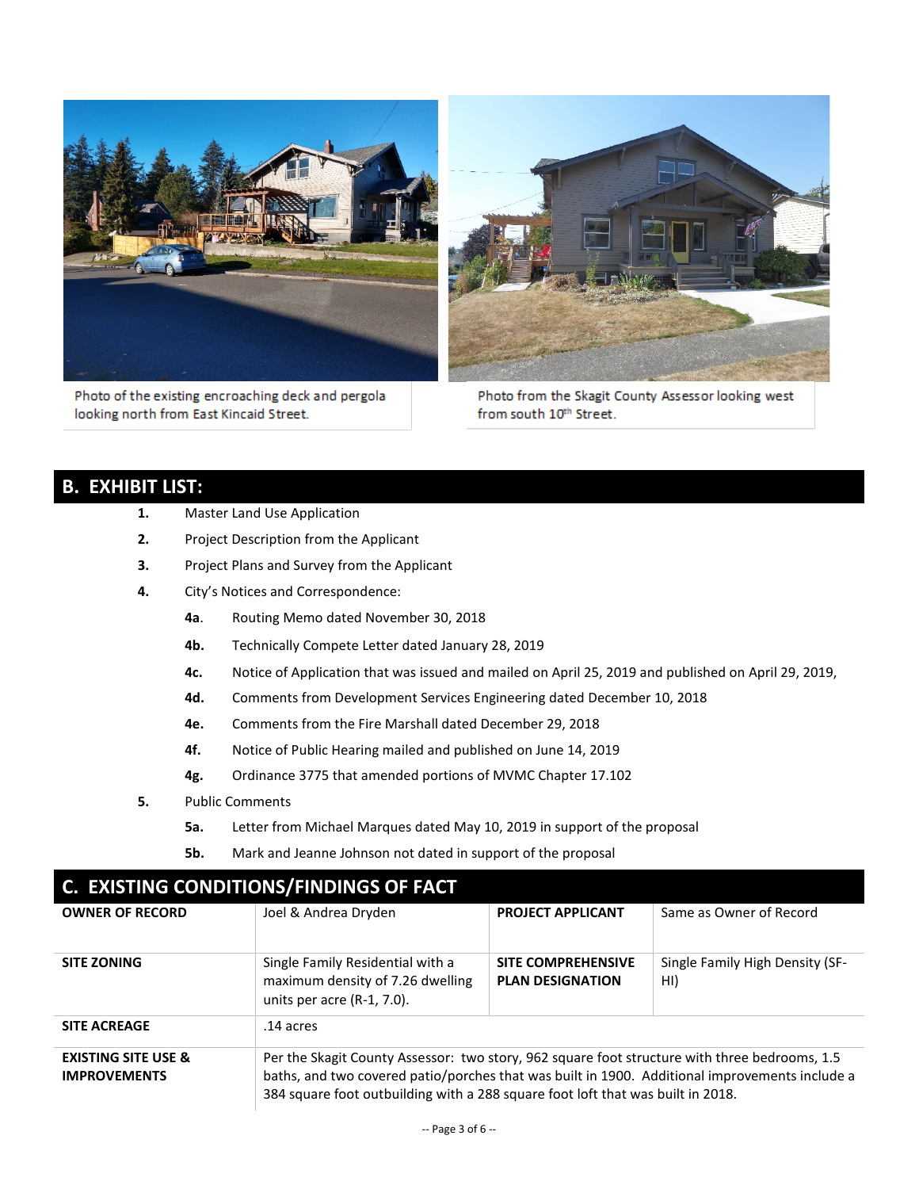Photo of the existing encroaching deck and pergola looking north from East Kincaid Street.

Photo from the Skagit County Assessor looking west from south 10th Street.

## B. EXHIBIT LIST:

1. Master Land Use Application
2. Project Description from the Applicant
3. Project Plans and Survey from the Applicant
4. City's Notices and Correspondence:
   - **4a**. Routing Memo dated November 30, 2018
   - **4b.** Technically Compete Letter dated January 28, 2019
   - **4c.** Notice of Application that was issued and mailed on April 25, 2019 and published on April 29, 2019,
   - **4d.** Comments from Development Services Engineering dated December 10, 2018
   - **4e.** Comments from the Fire Marshall dated December 29, 2018
   - **4f.** Notice of Public Hearing mailed and published on June 14, 2019
   - **4g.** Ordinance 3775 that amended portions of MVMC Chapter 17.102
5. Public Comments
   - **5a.** Letter from Michael Marques dated May 10, 2019 in support of the proposal
   - **5b.** Mark and Jeanne Johnson not dated in support of the proposal

## C. EXISTING CONDITIONS/FINDINGS OF FACT

| | | | |
|---|---|---|---|
| **OWNER OF RECORD** | Joel & Andrea Dryden | **PROJECT APPLICANT** | Same as Owner of Record |
| **SITE ZONING** | Single Family Residential with a maximum density of 7.26 dwelling units per acre (R-1, 7.0). | **SITE COMPREHENSIVE PLAN DESIGNATION** | Single Family High Density (SF-HI) |
| **SITE ACREAGE** | .14 acres | | |
| **EXISTING SITE USE & IMPROVEMENTS** | Per the Skagit County Assessor: two story, 962 square foot structure with three bedrooms, 1.5 baths, and two covered patio/porches that was built in 1900. Additional improvements include a 384 square foot outbuilding with a 288 square foot loft that was built in 2018. | | |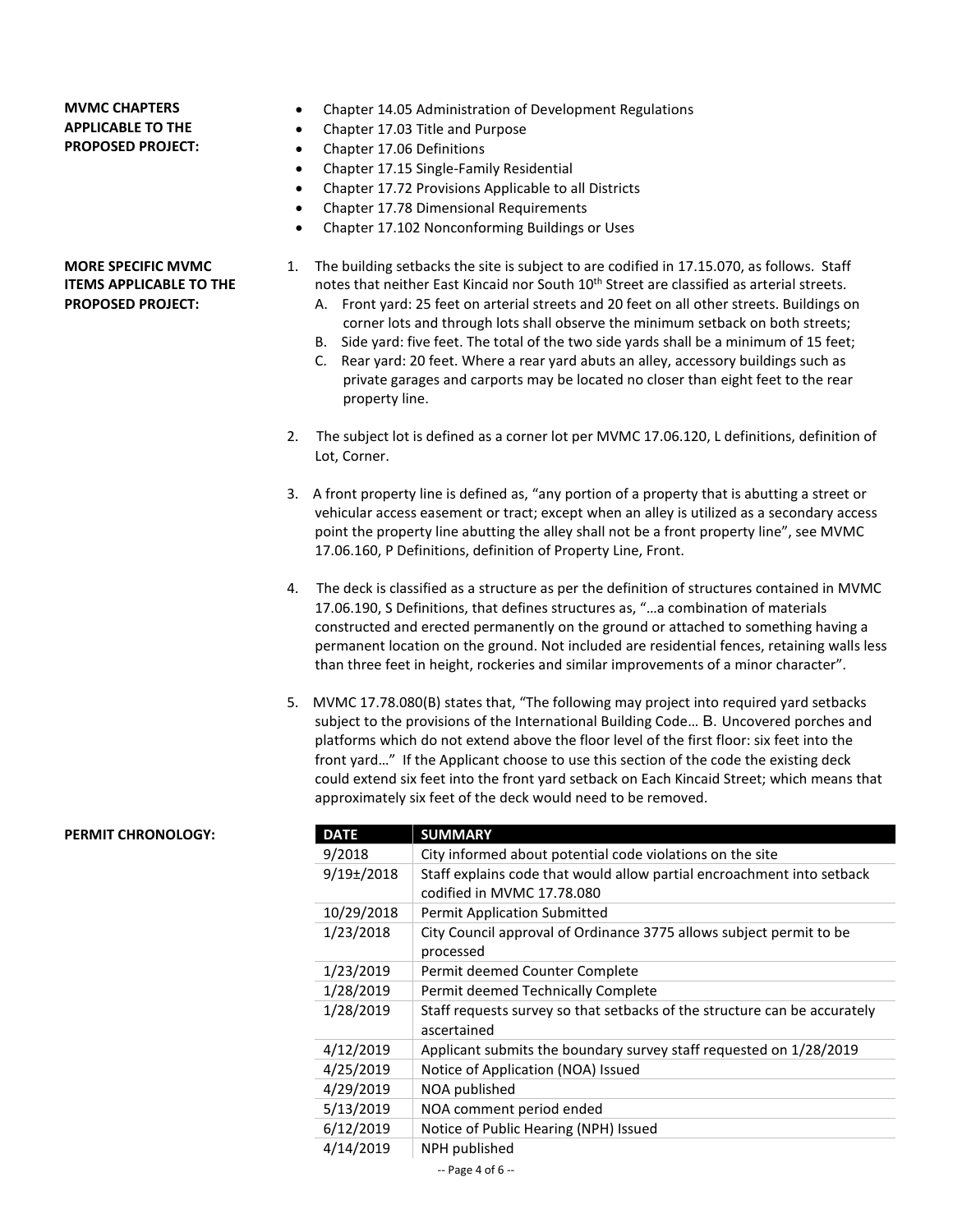**MVMC CHAPTERS APPLICABLE TO THE PROPOSED PROJECT:**

- Chapter 14.05 Administration of Development Regulations
- Chapter 17.03 Title and Purpose
- Chapter 17.06 Definitions
- Chapter 17.15 Single-Family Residential
- Chapter 17.72 Provisions Applicable to all Districts
- Chapter 17.78 Dimensional Requirements
- Chapter 17.102 Nonconforming Buildings or Uses

**MORE SPECIFIC MVMC ITEMS APPLICABLE TO THE PROPOSED PROJECT:**

1. The building setbacks the site is subject to are codified in 17.15.070, as follows. Staff notes that neither East Kincaid nor South 10th Street are classified as arterial streets.
   A. Front yard: 25 feet on arterial streets and 20 feet on all other streets. Buildings on corner lots and through lots shall observe the minimum setback on both streets;
   B. Side yard: five feet. The total of the two side yards shall be a minimum of 15 feet;
   C. Rear yard: 20 feet. Where a rear yard abuts an alley, accessory buildings such as private garages and carports may be located no closer than eight feet to the rear property line.

2. The subject lot is defined as a corner lot per MVMC 17.06.120, L definitions, definition of Lot, Corner.

3. A front property line is defined as, "any portion of a property that is abutting a street or vehicular access easement or tract; except when an alley is utilized as a secondary access point the property line abutting the alley shall not be a front property line", see MVMC 17.06.160, P Definitions, definition of Property Line, Front.

4. The deck is classified as a structure as per the definition of structures contained in MVMC 17.06.190, S Definitions, that defines structures as, "…a combination of materials constructed and erected permanently on the ground or attached to something having a permanent location on the ground. Not included are residential fences, retaining walls less than three feet in height, rockeries and similar improvements of a minor character".

5. MVMC 17.78.080(B) states that, "The following may project into required yard setbacks subject to the provisions of the International Building Code… B. Uncovered porches and platforms which do not extend above the floor level of the first floor: six feet into the front yard…" If the Applicant choose to use this section of the code the existing deck could extend six feet into the front yard setback on Each Kincaid Street; which means that approximately six feet of the deck would need to be removed.

**PERMIT CHRONOLOGY:**

| DATE | SUMMARY |
|---|---|
| 9/2018 | City informed about potential code violations on the site |
| 9/19±/2018 | Staff explains code that would allow partial encroachment into setback codified in MVMC 17.78.080 |
| 10/29/2018 | Permit Application Submitted |
| 1/23/2018 | City Council approval of Ordinance 3775 allows subject permit to be processed |
| 1/23/2019 | Permit deemed Counter Complete |
| 1/28/2019 | Permit deemed Technically Complete |
| 1/28/2019 | Staff requests survey so that setbacks of the structure can be accurately ascertained |
| 4/12/2019 | Applicant submits the boundary survey staff requested on 1/28/2019 |
| 4/25/2019 | Notice of Application (NOA) Issued |
| 4/29/2019 | NOA published |
| 5/13/2019 | NOA comment period ended |
| 6/12/2019 | Notice of Public Hearing (NPH) Issued |
| 4/14/2019 | NPH published |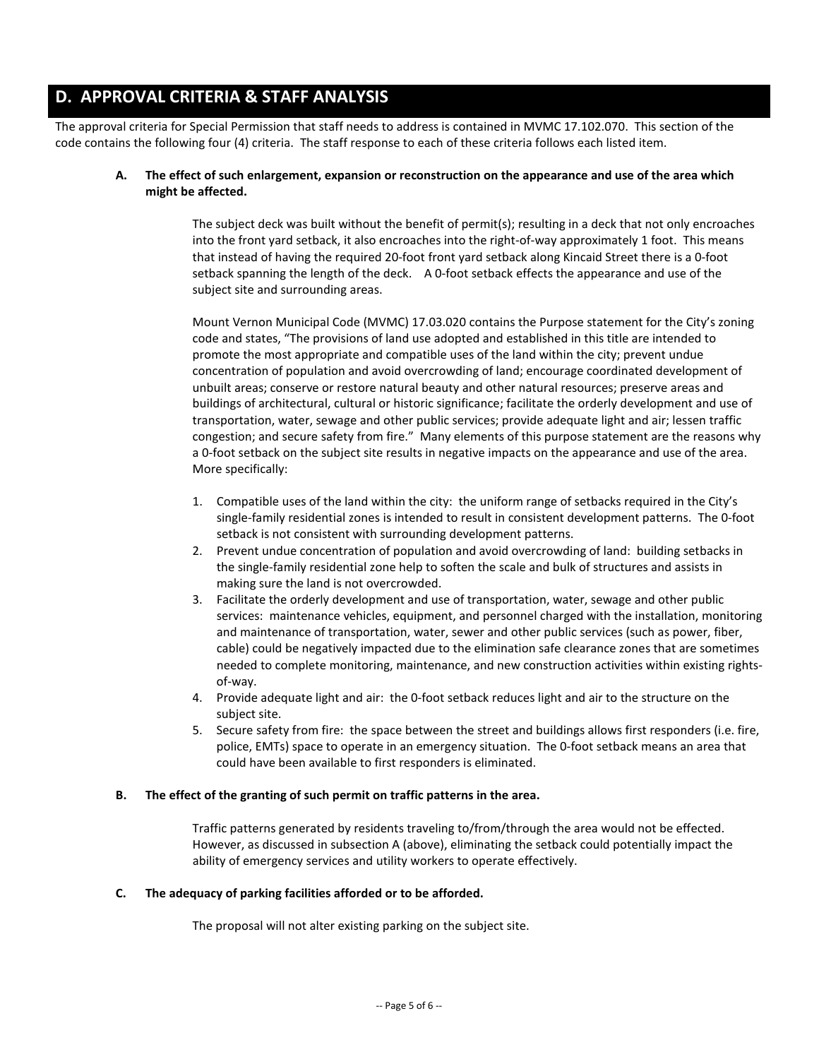## D. APPROVAL CRITERIA & STAFF ANALYSIS

The approval criteria for Special Permission that staff needs to address is contained in MVMC 17.102.070. This section of the code contains the following four (4) criteria. The staff response to each of these criteria follows each listed item.

**A. The effect of such enlargement, expansion or reconstruction on the appearance and use of the area which might be affected.**

The subject deck was built without the benefit of permit(s); resulting in a deck that not only encroaches into the front yard setback, it also encroaches into the right-of-way approximately 1 foot. This means that instead of having the required 20-foot front yard setback along Kincaid Street there is a 0-foot setback spanning the length of the deck. A 0-foot setback effects the appearance and use of the subject site and surrounding areas.

Mount Vernon Municipal Code (MVMC) 17.03.020 contains the Purpose statement for the City's zoning code and states, "The provisions of land use adopted and established in this title are intended to promote the most appropriate and compatible uses of the land within the city; prevent undue concentration of population and avoid overcrowding of land; encourage coordinated development of unbuilt areas; conserve or restore natural beauty and other natural resources; preserve areas and buildings of architectural, cultural or historic significance; facilitate the orderly development and use of transportation, water, sewage and other public services; provide adequate light and air; lessen traffic congestion; and secure safety from fire." Many elements of this purpose statement are the reasons why a 0-foot setback on the subject site results in negative impacts on the appearance and use of the area. More specifically:

1. Compatible uses of the land within the city: the uniform range of setbacks required in the City's single-family residential zones is intended to result in consistent development patterns. The 0-foot setback is not consistent with surrounding development patterns.
2. Prevent undue concentration of population and avoid overcrowding of land: building setbacks in the single-family residential zone help to soften the scale and bulk of structures and assists in making sure the land is not overcrowded.
3. Facilitate the orderly development and use of transportation, water, sewage and other public services: maintenance vehicles, equipment, and personnel charged with the installation, monitoring and maintenance of transportation, water, sewer and other public services (such as power, fiber, cable) could be negatively impacted due to the elimination safe clearance zones that are sometimes needed to complete monitoring, maintenance, and new construction activities within existing rights-of-way.
4. Provide adequate light and air: the 0-foot setback reduces light and air to the structure on the subject site.
5. Secure safety from fire: the space between the street and buildings allows first responders (i.e. fire, police, EMTs) space to operate in an emergency situation. The 0-foot setback means an area that could have been available to first responders is eliminated.

**B. The effect of the granting of such permit on traffic patterns in the area.**

Traffic patterns generated by residents traveling to/from/through the area would not be effected. However, as discussed in subsection A (above), eliminating the setback could potentially impact the ability of emergency services and utility workers to operate effectively.

**C. The adequacy of parking facilities afforded or to be afforded.**

The proposal will not alter existing parking on the subject site.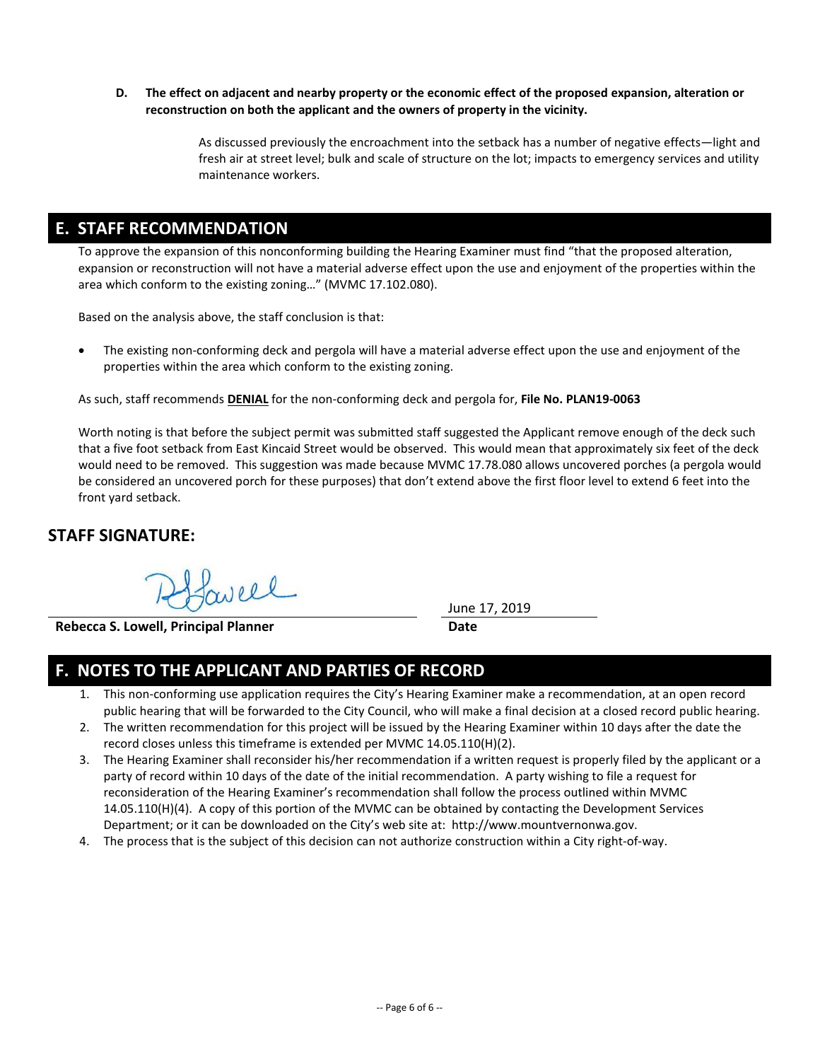**D. The effect on adjacent and nearby property or the economic effect of the proposed expansion, alteration or reconstruction on both the applicant and the owners of property in the vicinity.**

As discussed previously the encroachment into the setback has a number of negative effects—light and fresh air at street level; bulk and scale of structure on the lot; impacts to emergency services and utility maintenance workers.

## E. STAFF RECOMMENDATION

To approve the expansion of this nonconforming building the Hearing Examiner must find "that the proposed alteration, expansion or reconstruction will not have a material adverse effect upon the use and enjoyment of the properties within the area which conform to the existing zoning…" (MVMC 17.102.080).

Based on the analysis above, the staff conclusion is that:

- The existing non-conforming deck and pergola will have a material adverse effect upon the use and enjoyment of the properties within the area which conform to the existing zoning.

As such, staff recommends **DENIAL** for the non-conforming deck and pergola for, **File No. PLAN19-0063**

Worth noting is that before the subject permit was submitted staff suggested the Applicant remove enough of the deck such that a five foot setback from East Kincaid Street would be observed. This would mean that approximately six feet of the deck would need to be removed. This suggestion was made because MVMC 17.78.080 allows uncovered porches (a pergola would be considered an uncovered porch for these purposes) that don't extend above the first floor level to extend 6 feet into the front yard setback.

## STAFF SIGNATURE:

**Rebecca S. Lowell, Principal Planner**

June 17, 2019
**Date**

## F. NOTES TO THE APPLICANT AND PARTIES OF RECORD

1. This non-conforming use application requires the City's Hearing Examiner make a recommendation, at an open record public hearing that will be forwarded to the City Council, who will make a final decision at a closed record public hearing.
2. The written recommendation for this project will be issued by the Hearing Examiner within 10 days after the date the record closes unless this timeframe is extended per MVMC 14.05.110(H)(2).
3. The Hearing Examiner shall reconsider his/her recommendation if a written request is properly filed by the applicant or a party of record within 10 days of the date of the initial recommendation. A party wishing to file a request for reconsideration of the Hearing Examiner's recommendation shall follow the process outlined within MVMC 14.05.110(H)(4). A copy of this portion of the MVMC can be obtained by contacting the Development Services Department; or it can be downloaded on the City's web site at: http://www.mountvernonwa.gov.
4. The process that is the subject of this decision can not authorize construction within a City right-of-way.